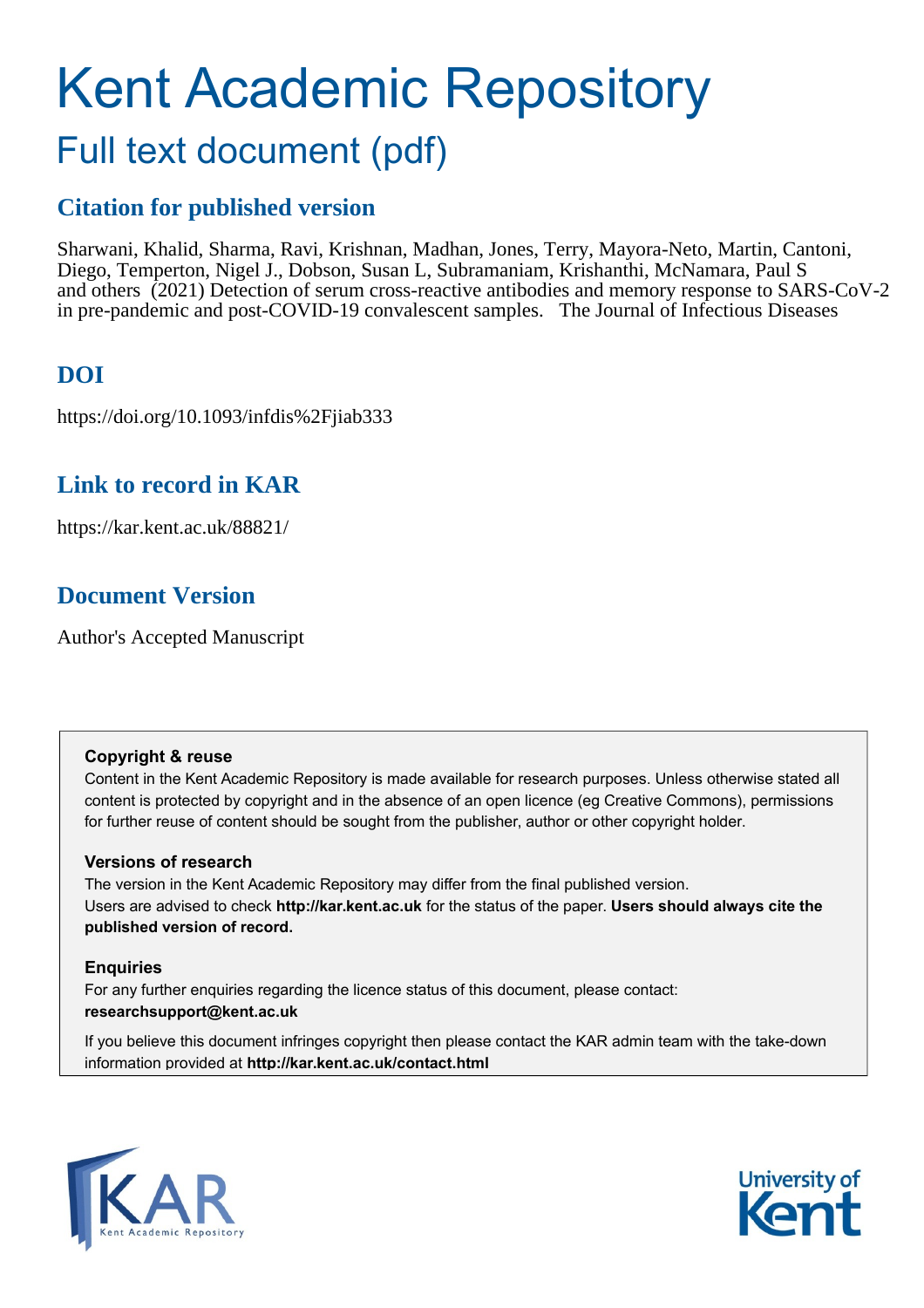# Kent Academic Repository

## Full text document (pdf)

### Citation for published version

Sharwani, Khalid, Sharma, Ravi, Krishnan, Madhan, Jones, Terry, Mayora-Neto, Martin, Cantoni, Diego, Temperton, Nigel J., Dobson, Susan L, Subramaniam, Krishanthi, McNamara, Paul S and others (2021) Detection of serum cross-reactive antibodies and memory response to SARS-CoV-2 in pre-pandemic and post-COVID-19 convalescent samples. The Journal of Infectious Diseases

### DOI

https://doi.org/10.1093/infdis%2Fjiab333

### Link to record in KAR

https://kar.kent.ac.uk/88821/

### Document Version

Author's Accepted Manuscript

**Copyright & reuse**

Content in the Kent Academic Repository is made available for research purposes. Unless otherwise stated all content is protected by copyright and in the absence of an open licence (eg Creative Commons), permissions for further reuse of content should be sought from the publisher, author or other copyright holder.

**Versions of research**

The version in the Kent Academic Repository may differ from the final published version. Users are advised to check **http://kar.kent.ac.uk** for the status of the paper. **Users should always cite the published version of record.**

**Enquiries**

For any further enquiries regarding the licence status of this document, please contact: **researchsupport@kent.ac.uk**

If you believe this document infringes copyright then please contact the KAR admin team with the take-down information provided at **http://kar.kent.ac.uk/contact.html**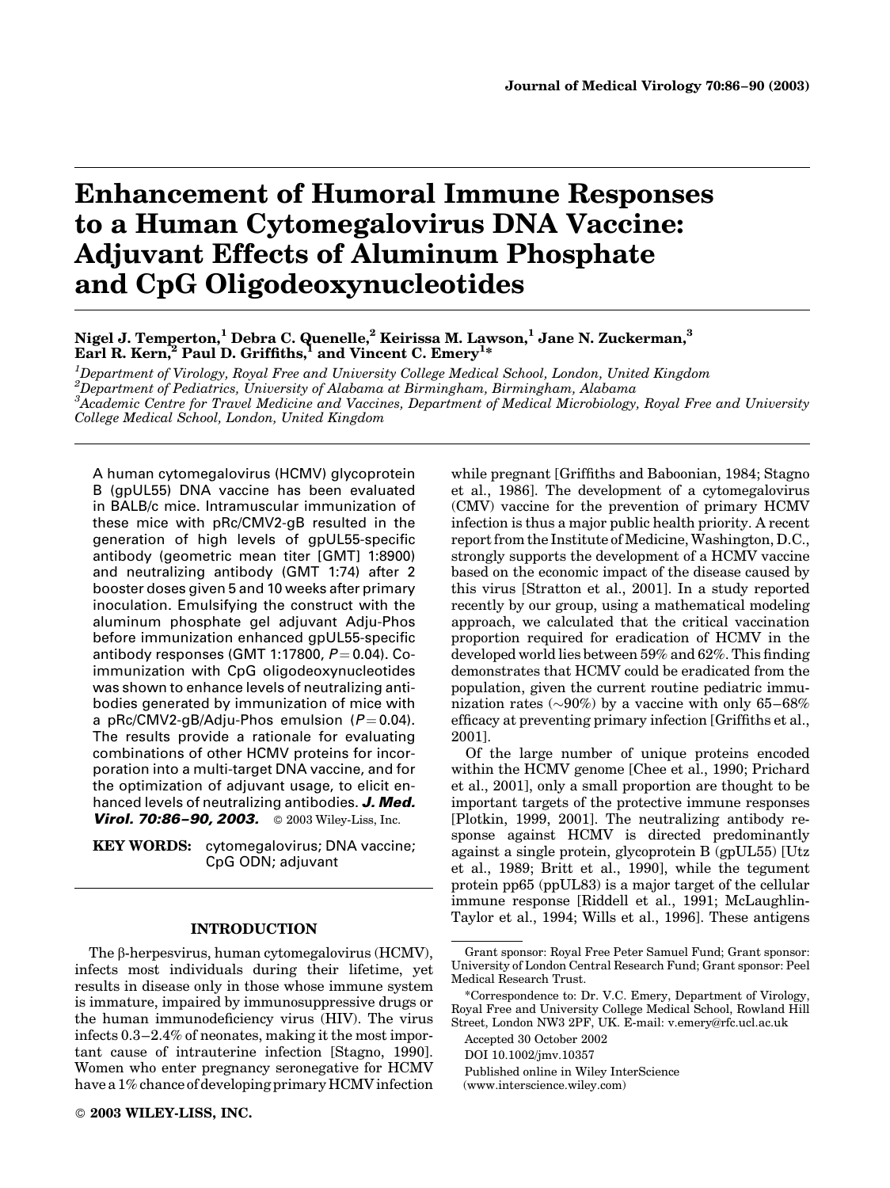# Enhancement of Humoral Immune Responses to a Human Cytomegalovirus DNA Vaccine: Adjuvant Effects of Aluminum Phosphate and CpG Oligodeoxynucleotides

**Nigel J. Temperton,[1] Debra C. Quenelle,[2] Keirissa M. Lawson,[1] Jane N. Zuckerman,[3] Earl R. Kern,[2] Paul D. Griffiths,[1] and Vincent C. Emery[1]***

[1]*Department of Virology, Royal Free and University College Medical School, London, United Kingdom*
[2]*Department of Pediatrics, University of Alabama at Birmingham, Birmingham, Alabama*
[3]*Academic Centre for Travel Medicine and Vaccines, Department of Medical Microbiology, Royal Free and University College Medical School, London, United Kingdom*

A human cytomegalovirus (HCMV) glycoprotein B (gpUL55) DNA vaccine has been evaluated in BALB/c mice. Intramuscular immunization of these mice with pRc/CMV2-gB resulted in the generation of high levels of gpUL55-specific antibody (geometric mean titer [GMT] 1:8900) and neutralizing antibody (GMT 1:74) after 2 booster doses given 5 and 10 weeks after primary inoculation. Emulsifying the construct with the aluminum phosphate gel adjuvant Adju-Phos before immunization enhanced gpUL55-specific antibody responses (GMT 1:17800, $P = 0.04$). Co-immunization with CpG oligodeoxynucleotides was shown to enhance levels of neutralizing antibodies generated by immunization of mice with a pRc/CMV2-gB/Adju-Phos emulsion ($P = 0.04$). The results provide a rationale for evaluating combinations of other HCMV proteins for incorporation into a multi-target DNA vaccine, and for the optimization of adjuvant usage, to elicit enhanced levels of neutralizing antibodies. ***J. Med. Virol. 70:86–90, 2003.*** © 2003 Wiley-Liss, Inc.

**KEY WORDS:** cytomegalovirus; DNA vaccine; CpG ODN; adjuvant

## INTRODUCTION

The β-herpesvirus, human cytomegalovirus (HCMV), infects most individuals during their lifetime, yet results in disease only in those whose immune system is immature, impaired by immunosuppressive drugs or the human immunodeficiency virus (HIV). The virus infects 0.3–2.4% of neonates, making it the most important cause of intrauterine infection [Stagno, 1990]. Women who enter pregnancy seronegative for HCMV have a 1% chance of developing primary HCMV infection while pregnant [Griffiths and Baboonian, 1984; Stagno et al., 1986]. The development of a cytomegalovirus (CMV) vaccine for the prevention of primary HCMV infection is thus a major public health priority. A recent report from the Institute of Medicine, Washington, D.C., strongly supports the development of a HCMV vaccine based on the economic impact of the disease caused by this virus [Stratton et al., 2001]. In a study reported recently by our group, using a mathematical modeling approach, we calculated that the critical vaccination proportion required for eradication of HCMV in the developed world lies between 59% and 62%. This finding demonstrates that HCMV could be eradicated from the population, given the current routine pediatric immunization rates (~90%) by a vaccine with only 65–68% efficacy at preventing primary infection [Griffiths et al., 2001].

Of the large number of unique proteins encoded within the HCMV genome [Chee et al., 1990; Prichard et al., 2001], only a small proportion are thought to be important targets of the protective immune responses [Plotkin, 1999, 2001]. The neutralizing antibody response against HCMV is directed predominantly against a single protein, glycoprotein B (gpUL55) [Utz et al., 1989; Britt et al., 1990], while the tegument protein pp65 (ppUL83) is a major target of the cellular immune response [Riddell et al., 1991; McLaughlin-Taylor et al., 1994; Wills et al., 1996]. These antigens

Grant sponsor: Royal Free Peter Samuel Fund; Grant sponsor: University of London Central Research Fund; Grant sponsor: Peel Medical Research Trust.

*Correspondence to: Dr. V.C. Emery, Department of Virology, Royal Free and University College Medical School, Rowland Hill Street, London NW3 2PF, UK. E-mail: v.emery@rfc.ucl.ac.uk

Accepted 30 October 2002

DOI 10.1002/jmv.10357

Published online in Wiley InterScience (www.interscience.wiley.com)

© 2003 WILEY-LISS, INC.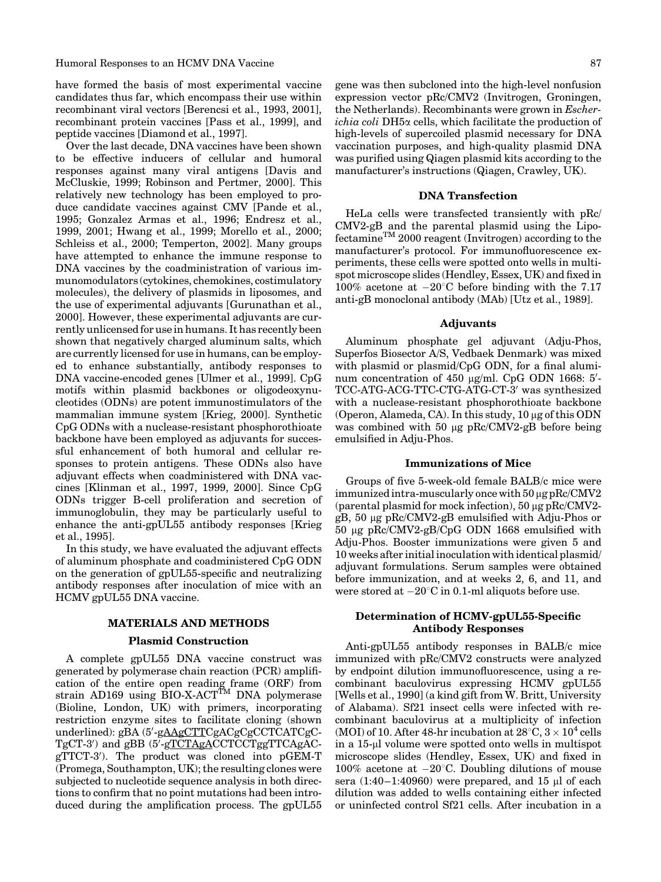have formed the basis of most experimental vaccine candidates thus far, which encompass their use within recombinant viral vectors [Berencsi et al., 1993, 2001], recombinant protein vaccines [Pass et al., 1999], and peptide vaccines [Diamond et al., 1997].

Over the last decade, DNA vaccines have been shown to be effective inducers of cellular and humoral responses against many viral antigens [Davis and McCluskie, 1999; Robinson and Pertmer, 2000]. This relatively new technology has been employed to produce candidate vaccines against CMV [Pande et al., 1995; Gonzalez Armas et al., 1996; Endresz et al., 1999, 2001; Hwang et al., 1999; Morello et al., 2000; Schleiss et al., 2000; Temperton, 2002]. Many groups have attempted to enhance the immune response to DNA vaccines by the coadministration of various immunomodulators (cytokines, chemokines, costimulatory molecules), the delivery of plasmids in liposomes, and the use of experimental adjuvants [Gurunathan et al., 2000]. However, these experimental adjuvants are currently unlicensed for use in humans. It has recently been shown that negatively charged aluminum salts, which are currently licensed for use in humans, can be employed to enhance substantially, antibody responses to DNA vaccine-encoded genes [Ulmer et al., 1999]. CpG motifs within plasmid backbones or oligodeoxynucleotides (ODNs) are potent immunostimulators of the mammalian immune system [Krieg, 2000]. Synthetic CpG ODNs with a nuclease-resistant phosphorothioate backbone have been employed as adjuvants for successful enhancement of both humoral and cellular responses to protein antigens. These ODNs also have adjuvant effects when coadministered with DNA vaccines [Klinman et al., 1997, 1999, 2000]. Since CpG ODNs trigger B-cell proliferation and secretion of immunoglobulin, they may be particularly useful to enhance the anti-gpUL55 antibody responses [Krieg et al., 1995].

In this study, we have evaluated the adjuvant effects of aluminum phosphate and coadministered CpG ODN on the generation of gpUL55-specific and neutralizing antibody responses after inoculation of mice with an HCMV gpUL55 DNA vaccine.

## MATERIALS AND METHODS

### Plasmid Construction

A complete gpUL55 DNA vaccine construct was generated by polymerase chain reaction (PCR) amplification of the entire open reading frame (ORF) from strain AD169 using BIO-X-ACT™ DNA polymerase (Bioline, London, UK) with primers, incorporating restriction enzyme sites to facilitate cloning (shown underlined): gBA (5′-g<u>AAgCTT</u>CgACgCgCCTCATCgCTgCT-3′) and gBB (5′-g<u>TCTAgA</u>CCTCCTggTTCAgACgTTCT-3′). The product was cloned into pGEM-T (Promega, Southampton, UK); the resulting clones were subjected to nucleotide sequence analysis in both directions to confirm that no point mutations had been introduced during the amplification process. The gpUL55 gene was then subcloned into the high-level nonfusion expression vector pRc/CMV2 (Invitrogen, Groningen, the Netherlands). Recombinants were grown in *Escherichia coli* DH5α cells, which facilitate the production of high-levels of supercoiled plasmid necessary for DNA vaccination purposes, and high-quality plasmid DNA was purified using Qiagen plasmid kits according to the manufacturer's instructions (Qiagen, Crawley, UK).

### DNA Transfection

HeLa cells were transfected transiently with pRc/CMV2-gB and the parental plasmid using the Lipofectamine™ 2000 reagent (Invitrogen) according to the manufacturer's protocol. For immunofluorescence experiments, these cells were spotted onto wells in multispot microscope slides (Hendley, Essex, UK) and fixed in 100% acetone at −20°C before binding with the 7.17 anti-gB monoclonal antibody (MAb) [Utz et al., 1989].

### Adjuvants

Aluminum phosphate gel adjuvant (Adju-Phos, Superfos Biosector A/S, Vedbaek Denmark) was mixed with plasmid or plasmid/CpG ODN, for a final aluminum concentration of 450 μg/ml. CpG ODN 1668: 5′-TCC-ATG-ACG-TTC-CTG-ATG-CT-3′ was synthesized with a nuclease-resistant phosphorothioate backbone (Operon, Alameda, CA). In this study, 10 μg of this ODN was combined with 50 μg pRc/CMV2-gB before being emulsified in Adju-Phos.

### Immunizations of Mice

Groups of five 5-week-old female BALB/c mice were immunized intra-muscularly once with 50 μg pRc/CMV2 (parental plasmid for mock infection), 50 μg pRc/CMV2-gB, 50 μg pRc/CMV2-gB emulsified with Adju-Phos or 50 μg pRc/CMV2-gB/CpG ODN 1668 emulsified with Adju-Phos. Booster immunizations were given 5 and 10 weeks after initial inoculation with identical plasmid/adjuvant formulations. Serum samples were obtained before immunization, and at weeks 2, 6, and 11, and were stored at −20°C in 0.1-ml aliquots before use.

### Determination of HCMV-gpUL55-Specific Antibody Responses

Anti-gpUL55 antibody responses in BALB/c mice immunized with pRc/CMV2 constructs were analyzed by endpoint dilution immunofluorescence, using a recombinant baculovirus expressing HCMV gpUL55 [Wells et al., 1990] (a kind gift from W. Britt, University of Alabama). Sf21 insect cells were infected with recombinant baculovirus at a multiplicity of infection (MOI) of 10. After 48-hr incubation at 28°C, $3 \times 10^4$ cells in a 15-μl volume were spotted onto wells in multispot microscope slides (Hendley, Essex, UK) and fixed in 100% acetone at −20°C. Doubling dilutions of mouse sera (1:40–1:40960) were prepared, and 15 μl of each dilution was added to wells containing either infected or uninfected control Sf21 cells. After incubation in a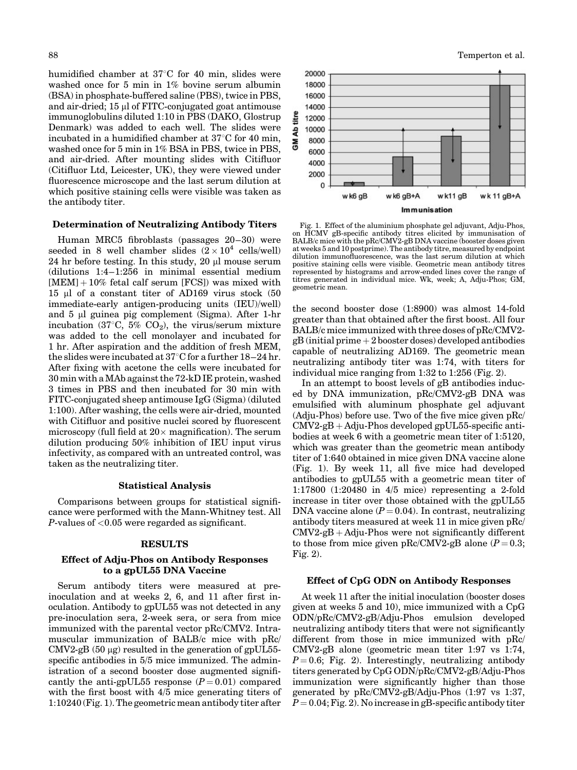humidified chamber at 37°C for 40 min, slides were washed once for 5 min in 1% bovine serum albumin (BSA) in phosphate-buffered saline (PBS), twice in PBS, and air-dried; 15 µl of FITC-conjugated goat antimouse immunoglobulins diluted 1:10 in PBS (DAKO, Glostrup Denmark) was added to each well. The slides were incubated in a humidified chamber at 37°C for 40 min, washed once for 5 min in 1% BSA in PBS, twice in PBS, and air-dried. After mounting slides with Citifluor (Citifluor Ltd, Leicester, UK), they were viewed under fluorescence microscope and the last serum dilution at which positive staining cells were visible was taken as the antibody titer.

### Determination of Neutralizing Antibody Titers

Human MRC5 fibroblasts (passages 20–30) were seeded in 8 well chamber slides ($2 \times 10^4$ cells/well) 24 hr before testing. In this study, 20 µl mouse serum (dilutions 1:4–1:256 in minimal essential medium [MEM] + 10% fetal calf serum [FCS]) was mixed with 15 µl of a constant titer of AD169 virus stock (50 immediate-early antigen-producing units (IEU)/well) and 5 µl guinea pig complement (Sigma). After 1-hr incubation (37°C, 5% $CO_2$), the virus/serum mixture was added to the cell monolayer and incubated for 1 hr. After aspiration and the addition of fresh MEM, the slides were incubated at 37°C for a further 18–24 hr. After fixing with acetone the cells were incubated for 30 min with a MAb against the 72-kD IE protein, washed 3 times in PBS and then incubated for 30 min with FITC-conjugated sheep antimouse IgG (Sigma) (diluted 1:100). After washing, the cells were air-dried, mounted with Citifluor and positive nuclei scored by fluorescent microscopy (full field at 20× magnification). The serum dilution producing 50% inhibition of IEU input virus infectivity, as compared with an untreated control, was taken as the neutralizing titer.

### Statistical Analysis

Comparisons between groups for statistical significance were performed with the Mann-Whitney test. All *P*-values of <0.05 were regarded as significant.

## RESULTS

### Effect of Adju-Phos on Antibody Responses to a gpUL55 DNA Vaccine

Serum antibody titers were measured at pre-inoculation and at weeks 2, 6, and 11 after first inoculation. Antibody to gpUL55 was not detected in any pre-inoculation sera, 2-week sera, or sera from mice immunized with the parental vector pRc/CMV2. Intramuscular immunization of BALB/c mice with pRc/CMV2-gB (50 µg) resulted in the generation of gpUL55-specific antibodies in 5/5 mice immunized. The administration of a second booster dose augmented significantly the anti-gpUL55 response ($P = 0.01$) compared with the first boost with 4/5 mice generating titers of 1:10240 (Fig. 1). The geometric mean antibody titer after the second booster dose (1:8900) was almost 14-fold greater than that obtained after the first boost. All four BALB/c mice immunized with three doses of pRc/CMV2-gB (initial prime + 2 booster doses) developed antibodies capable of neutralizing AD169. The geometric mean neutralizing antibody titer was 1:74, with titers for individual mice ranging from 1:32 to 1:256 (Fig. 2).

Fig. 1. Effect of the aluminium phosphate gel adjuvant, Adju-Phos, on HCMV gB-specific antibody titres elicited by immunisation of BALB/c mice with the pRc/CMV2-gB DNA vaccine (booster doses given at weeks 5 and 10 postprime). The antibody titre, measured by endpoint dilution immunofluorescence, was the last serum dilution at which positive staining cells were visible. Geometric mean antibody titres represented by histograms and arrow-ended lines cover the range of titres generated in individual mice. Wk, week; A, Adju-Phos; GM, geometric mean.

In an attempt to boost levels of gB antibodies induced by DNA immunization, pRc/CMV2-gB DNA was emulsified with aluminum phosphate gel adjuvant (Adju-Phos) before use. Two of the five mice given pRc/CMV2-gB + Adju-Phos developed gpUL55-specific antibodies at week 6 with a geometric mean titer of 1:5120, which was greater than the geometric mean antibody titer of 1:640 obtained in mice given DNA vaccine alone (Fig. 1). By week 11, all five mice had developed antibodies to gpUL55 with a geometric mean titer of 1:17800 (1:20480 in 4/5 mice) representing a 2-fold increase in titer over those obtained with the gpUL55 DNA vaccine alone ($P = 0.04$). In contrast, neutralizing antibody titers measured at week 11 in mice given pRc/CMV2-gB + Adju-Phos were not significantly different to those from mice given pRc/CMV2-gB alone ($P = 0.3$; Fig. 2).

### Effect of CpG ODN on Antibody Responses

At week 11 after the initial inoculation (booster doses given at weeks 5 and 10), mice immunized with a CpG ODN/pRc/CMV2-gB/Adju-Phos emulsion developed neutralizing antibody titers that were not significantly different from those in mice immunized with pRc/CMV2-gB alone (geometric mean titer 1:97 vs 1:74, $P = 0.6$; Fig. 2). Interestingly, neutralizing antibody titers generated by CpG ODN/pRc/CMV2-gB/Adju-Phos immunization were significantly higher than those generated by pRc/CMV2-gB/Adju-Phos (1:97 vs 1:37, $P = 0.04$; Fig. 2). No increase in gB-specific antibody titer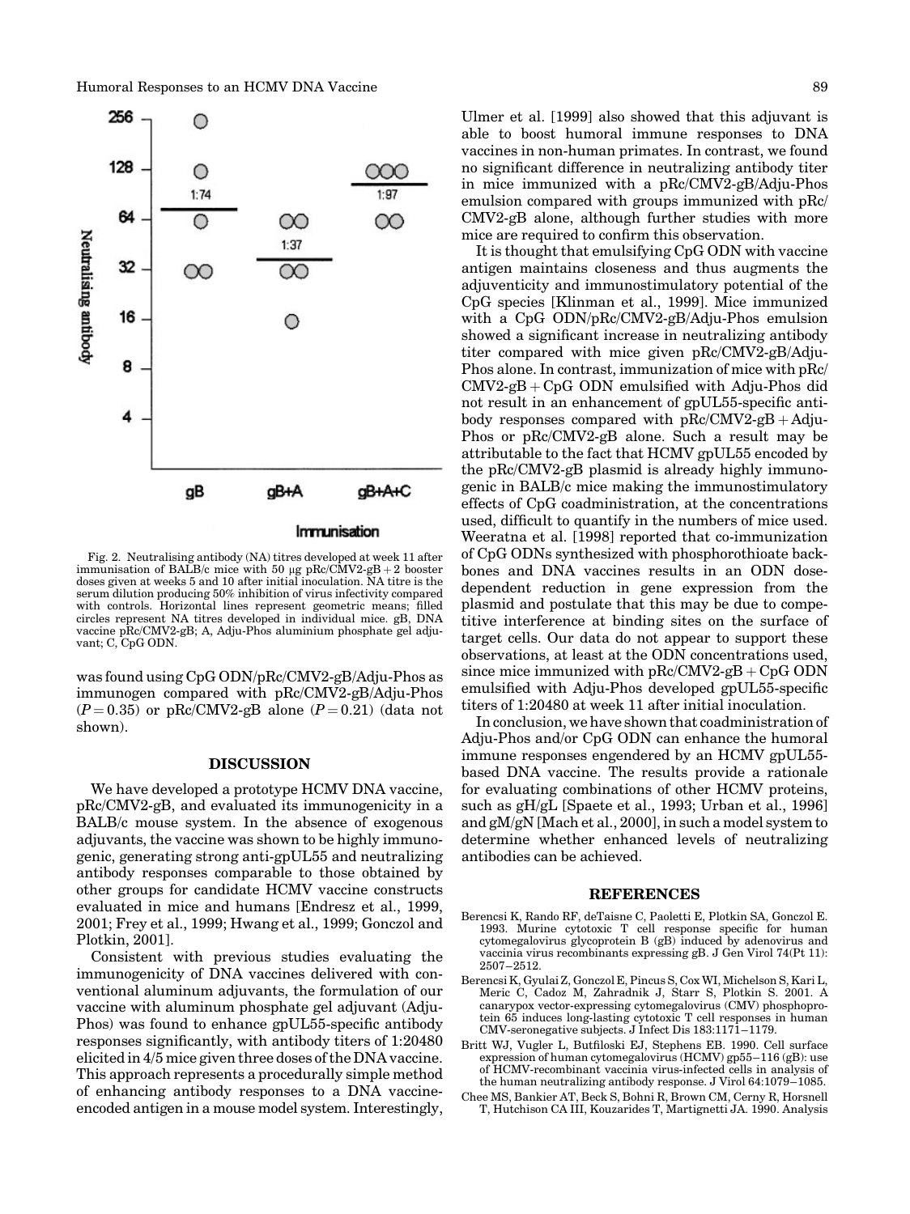Fig. 2. Neutralising antibody (NA) titres developed at week 11 after immunisation of BALB/c mice with 50 μg pRc/CMV2-gB + 2 booster doses given at weeks 5 and 10 after initial inoculation. NA titre is the serum dilution producing 50% inhibition of virus infectivity compared with controls. Horizontal lines represent geometric means; filled circles represent NA titres developed in individual mice. gB, DNA vaccine pRc/CMV2-gB; A, Adju-Phos aluminium phosphate gel adjuvant; C, CpG ODN.

was found using CpG ODN/pRc/CMV2-gB/Adju-Phos as immunogen compared with pRc/CMV2-gB/Adju-Phos ($P = 0.35$) or pRc/CMV2-gB alone ($P = 0.21$) (data not shown).

## DISCUSSION

We have developed a prototype HCMV DNA vaccine, pRc/CMV2-gB, and evaluated its immunogenicity in a BALB/c mouse system. In the absence of exogenous adjuvants, the vaccine was shown to be highly immunogenic, generating strong anti-gpUL55 and neutralizing antibody responses comparable to those obtained by other groups for candidate HCMV vaccine constructs evaluated in mice and humans [Endresz et al., 1999, 2001; Frey et al., 1999; Hwang et al., 1999; Gonczol and Plotkin, 2001].

Consistent with previous studies evaluating the immunogenicity of DNA vaccines delivered with conventional aluminum adjuvants, the formulation of our vaccine with aluminum phosphate gel adjuvant (Adju-Phos) was found to enhance gpUL55-specific antibody responses significantly, with antibody titers of 1:20480 elicited in 4/5 mice given three doses of the DNA vaccine. This approach represents a procedurally simple method of enhancing antibody responses to a DNA vaccine-encoded antigen in a mouse model system. Interestingly, Ulmer et al. [1999] also showed that this adjuvant is able to boost humoral immune responses to DNA vaccines in non-human primates. In contrast, we found no significant difference in neutralizing antibody titer in mice immunized with a pRc/CMV2-gB/Adju-Phos emulsion compared with groups immunized with pRc/CMV2-gB alone, although further studies with more mice are required to confirm this observation.

It is thought that emulsifying CpG ODN with vaccine antigen maintains closeness and thus augments the adjuventicity and immunostimulatory potential of the CpG species [Klinman et al., 1999]. Mice immunized with a CpG ODN/pRc/CMV2-gB/Adju-Phos emulsion showed a significant increase in neutralizing antibody titer compared with mice given pRc/CMV2-gB/Adju-Phos alone. In contrast, immunization of mice with pRc/CMV2-gB + CpG ODN emulsified with Adju-Phos did not result in an enhancement of gpUL55-specific antibody responses compared with pRc/CMV2-gB + Adju-Phos or pRc/CMV2-gB alone. Such a result may be attributable to the fact that HCMV gpUL55 encoded by the pRc/CMV2-gB plasmid is already highly immunogenic in BALB/c mice making the immunostimulatory effects of CpG coadministration, at the concentrations used, difficult to quantify in the numbers of mice used. Weeratna et al. [1998] reported that co-immunization of CpG ODNs synthesized with phosphorothioate backbones and DNA vaccines results in an ODN dose-dependent reduction in gene expression from the plasmid and postulate that this may be due to competitive interference at binding sites on the surface of target cells. Our data do not appear to support these observations, at least at the ODN concentrations used, since mice immunized with pRc/CMV2-gB + CpG ODN emulsified with Adju-Phos developed gpUL55-specific titers of 1:20480 at week 11 after initial inoculation.

In conclusion, we have shown that coadministration of Adju-Phos and/or CpG ODN can enhance the humoral immune responses engendered by an HCMV gpUL55-based DNA vaccine. The results provide a rationale for evaluating combinations of other HCMV proteins, such as gH/gL [Spaete et al., 1993; Urban et al., 1996] and gM/gN [Mach et al., 2000], in such a model system to determine whether enhanced levels of neutralizing antibodies can be achieved.

## REFERENCES

Berencsi K, Rando RF, deTaisne C, Paoletti E, Plotkin SA, Gonczol E. 1993. Murine cytotoxic T cell response specific for human cytomegalovirus glycoprotein B (gB) induced by adenovirus and vaccinia virus recombinants expressing gB. J Gen Virol 74(Pt 11): 2507–2512.

Berencsi K, Gyulai Z, Gonczol E, Pincus S, Cox WI, Michelson S, Kari L, Meric C, Cadoz M, Zahradnik J, Starr S, Plotkin S. 2001. A canarypox vector-expressing cytomegalovirus (CMV) phosphoprotein 65 induces long-lasting cytotoxic T cell responses in human CMV-seronegative subjects. J Infect Dis 183:1171–1179.

Britt WJ, Vugler L, Butfiloski EJ, Stephens EB. 1990. Cell surface expression of human cytomegalovirus (HCMV) gp55–116 (gB): use of HCMV-recombinant vaccinia virus-infected cells in analysis of the human neutralizing antibody response. J Virol 64:1079–1085.

Chee MS, Bankier AT, Beck S, Bohni R, Brown CM, Cerny R, Horsnell T, Hutchison CA III, Kouzarides T, Martignetti JA. 1990. Analysis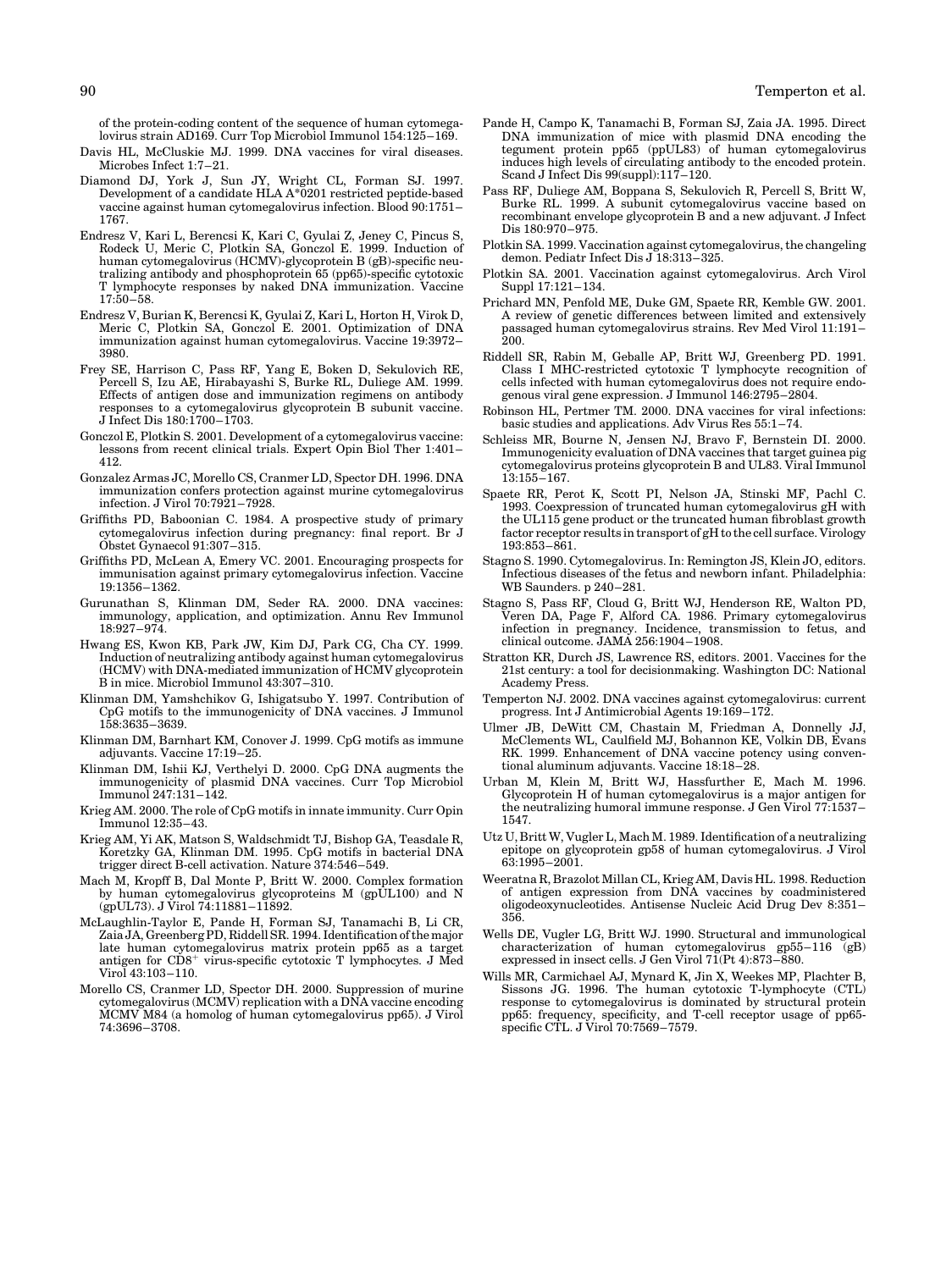of the protein-coding content of the sequence of human cytomegalovirus strain AD169. Curr Top Microbiol Immunol 154:125–169.

Davis HL, McCluskie MJ. 1999. DNA vaccines for viral diseases. Microbes Infect 1:7–21.

Diamond DJ, York J, Sun JY, Wright CL, Forman SJ. 1997. Development of a candidate HLA A*0201 restricted peptide-based vaccine against human cytomegalovirus infection. Blood 90:1751–1767.

Endresz V, Kari L, Berencsi K, Kari C, Gyulai Z, Jeney C, Pincus S, Rodeck U, Meric C, Plotkin SA, Gonczol E. 1999. Induction of human cytomegalovirus (HCMV)-glycoprotein B (gB)-specific neutralizing antibody and phosphoprotein 65 (pp65)-specific cytotoxic T lymphocyte responses by naked DNA immunization. Vaccine 17:50–58.

Endresz V, Burian K, Berencsi K, Gyulai Z, Kari L, Horton H, Virok D, Meric C, Plotkin SA, Gonczol E. 2001. Optimization of DNA immunization against human cytomegalovirus. Vaccine 19:3972–3980.

Frey SE, Harrison C, Pass RF, Yang E, Boken D, Sekulovich RE, Percell S, Izu AE, Hirabayashi S, Burke RL, Duliege AM. 1999. Effects of antigen dose and immunization regimens on antibody responses to a cytomegalovirus glycoprotein B subunit vaccine. J Infect Dis 180:1700–1703.

Gonczol E, Plotkin S. 2001. Development of a cytomegalovirus vaccine: lessons from recent clinical trials. Expert Opin Biol Ther 1:401–412.

Gonzalez Armas JC, Morello CS, Cranmer LD, Spector DH. 1996. DNA immunization confers protection against murine cytomegalovirus infection. J Virol 70:7921–7928.

Griffiths PD, Baboonian C. 1984. A prospective study of primary cytomegalovirus infection during pregnancy: final report. Br J Obstet Gynaecol 91:307–315.

Griffiths PD, McLean A, Emery VC. 2001. Encouraging prospects for immunisation against primary cytomegalovirus infection. Vaccine 19:1356–1362.

Gurunathan S, Klinman DM, Seder RA. 2000. DNA vaccines: immunology, application, and optimization. Annu Rev Immunol 18:927–974.

Hwang ES, Kwon KB, Park JW, Kim DJ, Park CG, Cha CY. 1999. Induction of neutralizing antibody against human cytomegalovirus (HCMV) with DNA-mediated immunization of HCMV glycoprotein B in mice. Microbiol Immunol 43:307–310.

Klinman DM, Yamshchikov G, Ishigatsubo Y. 1997. Contribution of CpG motifs to the immunogenicity of DNA vaccines. J Immunol 158:3635–3639.

Klinman DM, Barnhart KM, Conover J. 1999. CpG motifs as immune adjuvants. Vaccine 17:19–25.

Klinman DM, Ishii KJ, Verthelyi D. 2000. CpG DNA augments the immunogenicity of plasmid DNA vaccines. Curr Top Microbiol Immunol 247:131–142.

Krieg AM. 2000. The role of CpG motifs in innate immunity. Curr Opin Immunol 12:35–43.

Krieg AM, Yi AK, Matson S, Waldschmidt TJ, Bishop GA, Teasdale R, Koretzky GA, Klinman DM. 1995. CpG motifs in bacterial DNA trigger direct B-cell activation. Nature 374:546–549.

Mach M, Kropff B, Dal Monte P, Britt W. 2000. Complex formation by human cytomegalovirus glycoproteins M (gpUL100) and N (gpUL73). J Virol 74:11881–11892.

McLaughlin-Taylor E, Pande H, Forman SJ, Tanamachi B, Li CR, Zaia JA, Greenberg PD, Riddell SR. 1994. Identification of the major late human cytomegalovirus matrix protein pp65 as a target antigen for CD8$^{+}$ virus-specific cytotoxic T lymphocytes. J Med Virol 43:103–110.

Morello CS, Cranmer LD, Spector DH. 2000. Suppression of murine cytomegalovirus (MCMV) replication with a DNA vaccine encoding MCMV M84 (a homolog of human cytomegalovirus pp65). J Virol 74:3696–3708.

Pande H, Campo K, Tanamachi B, Forman SJ, Zaia JA. 1995. Direct DNA immunization of mice with plasmid DNA encoding the tegument protein pp65 (ppUL83) of human cytomegalovirus induces high levels of circulating antibody to the encoded protein. Scand J Infect Dis 99(suppl):117–120.

Pass RF, Duliege AM, Boppana S, Sekulovich R, Percell S, Britt W, Burke RL. 1999. A subunit cytomegalovirus vaccine based on recombinant envelope glycoprotein B and a new adjuvant. J Infect Dis 180:970–975.

Plotkin SA. 1999. Vaccination against cytomegalovirus, the changeling demon. Pediatr Infect Dis J 18:313–325.

Plotkin SA. 2001. Vaccination against cytomegalovirus. Arch Virol Suppl 17:121–134.

Prichard MN, Penfold ME, Duke GM, Spaete RR, Kemble GW. 2001. A review of genetic differences between limited and extensively passaged human cytomegalovirus strains. Rev Med Virol 11:191–200.

Riddell SR, Rabin M, Geballe AP, Britt WJ, Greenberg PD. 1991. Class I MHC-restricted cytotoxic T lymphocyte recognition of cells infected with human cytomegalovirus does not require endogenous viral gene expression. J Immunol 146:2795–2804.

Robinson HL, Pertmer TM. 2000. DNA vaccines for viral infections: basic studies and applications. Adv Virus Res 55:1–74.

Schleiss MR, Bourne N, Jensen NJ, Bravo F, Bernstein DI. 2000. Immunogenicity evaluation of DNA vaccines that target guinea pig cytomegalovirus proteins glycoprotein B and UL83. Viral Immunol 13:155–167.

Spaete RR, Perot K, Scott PI, Nelson JA, Stinski MF, Pachl C. 1993. Coexpression of truncated human cytomegalovirus gH with the UL115 gene product or the truncated human fibroblast growth factor receptor results in transport of gH to the cell surface. Virology 193:853–861.

Stagno S. 1990. Cytomegalovirus. In: Remington JS, Klein JO, editors. Infectious diseases of the fetus and newborn infant. Philadelphia: WB Saunders. p 240–281.

Stagno S, Pass RF, Cloud G, Britt WJ, Henderson RE, Walton PD, Veren DA, Page F, Alford CA. 1986. Primary cytomegalovirus infection in pregnancy. Incidence, transmission to fetus, and clinical outcome. JAMA 256:1904–1908.

Stratton KR, Durch JS, Lawrence RS, editors. 2001. Vaccines for the 21st century: a tool for decisionmaking. Washington DC: National Academy Press.

Temperton NJ. 2002. DNA vaccines against cytomegalovirus: current progress. Int J Antimicrobial Agents 19:169–172.

Ulmer JB, DeWitt CM, Chastain M, Friedman A, Donnelly JJ, McClements WL, Caulfield MJ, Bohannon KE, Volkin DB, Evans RK. 1999. Enhancement of DNA vaccine potency using conventional aluminum adjuvants. Vaccine 18:18–28.

Urban M, Klein M, Britt WJ, Hassfurther E, Mach M. 1996. Glycoprotein H of human cytomegalovirus is a major antigen for the neutralizing humoral immune response. J Gen Virol 77:1537–1547.

Utz U, Britt W, Vugler L, Mach M. 1989. Identification of a neutralizing epitope on glycoprotein gp58 of human cytomegalovirus. J Virol 63:1995–2001.

Weeratna R, Brazolot Millan CL, Krieg AM, Davis HL. 1998. Reduction of antigen expression from DNA vaccines by coadministered oligodeoxynucleotides. Antisense Nucleic Acid Drug Dev 8:351–356.

Wells DE, Vugler LG, Britt WJ. 1990. Structural and immunological characterization of human cytomegalovirus gp55–116 (gB) expressed in insect cells. J Gen Virol 71(Pt 4):873–880.

Wills MR, Carmichael AJ, Mynard K, Jin X, Weekes MP, Plachter B, Sissons JG. 1996. The human cytotoxic T-lymphocyte (CTL) response to cytomegalovirus is dominated by structural protein pp65: frequency, specificity, and T-cell receptor usage of pp65-specific CTL. J Virol 70:7569–7579.